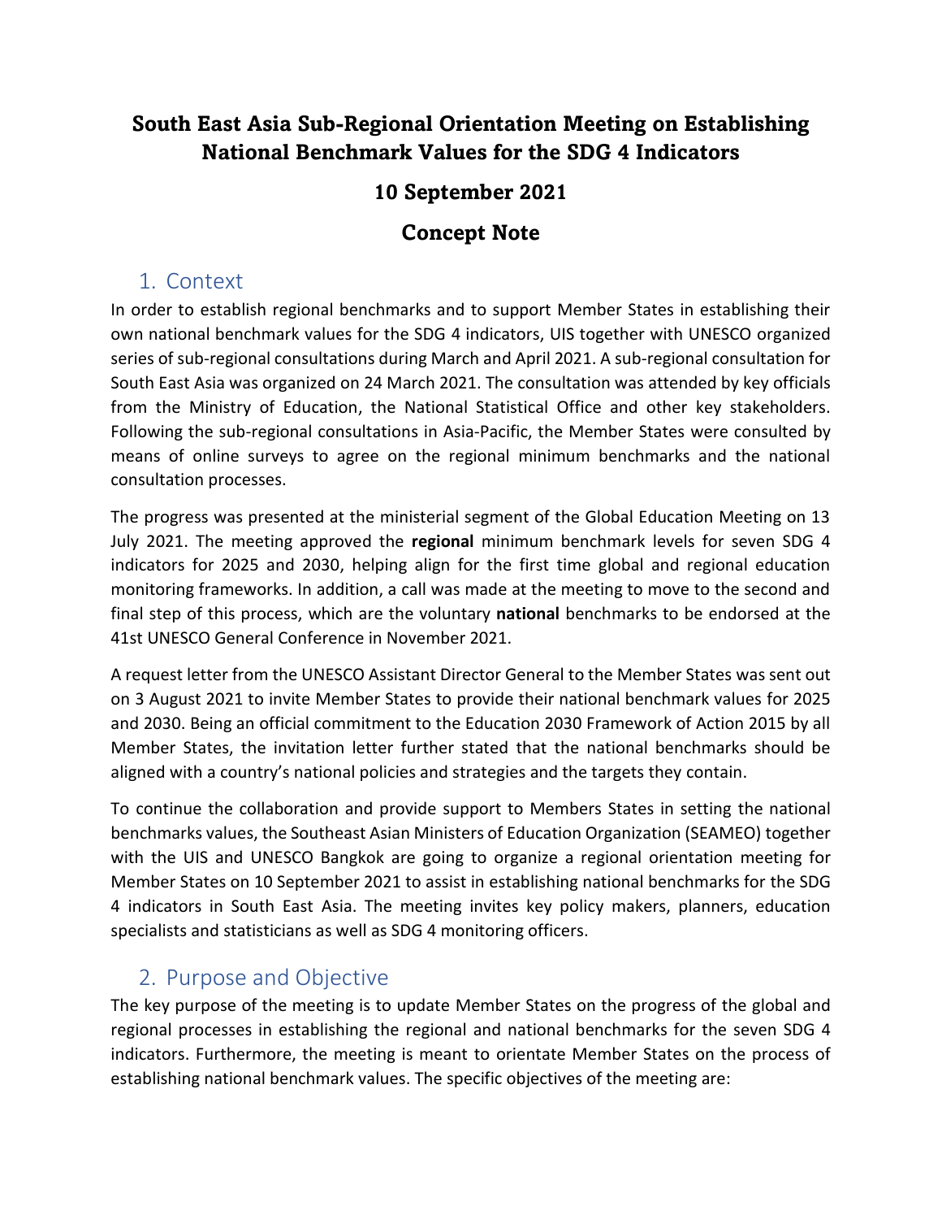# South East Asia Sub-Regional Orientation Meeting on Establishing National Benchmark Values for the SDG 4 Indicators

## 10 September 2021

## Concept Note

## 1. Context

In order to establish regional benchmarks and to support Member States in establishing their own national benchmark values for the SDG 4 indicators, UIS together with UNESCO organized series of sub-regional consultations during March and April 2021. A sub-regional consultation for South East Asia was organized on 24 March 2021. The consultation was attended by key officials from the Ministry of Education, the National Statistical Office and other key stakeholders. Following the sub-regional consultations in Asia-Pacific, the Member States were consulted by means of online surveys to agree on the regional minimum benchmarks and the national consultation processes.

The progress was presented at the ministerial segment of the Global Education Meeting on 13 July 2021. The meeting approved the **regional** minimum benchmark levels for seven SDG 4 indicators for 2025 and 2030, helping align for the first time global and regional education monitoring frameworks. In addition, a call was made at the meeting to move to the second and final step of this process, which are the voluntary **national** benchmarks to be endorsed at the 41st UNESCO General Conference in November 2021.

A request letter from the UNESCO Assistant Director General to the Member States was sent out on 3 August 2021 to invite Member States to provide their national benchmark values for 2025 and 2030. Being an official commitment to the Education 2030 Framework of Action 2015 by all Member States, the invitation letter further stated that the national benchmarks should be aligned with a country's national policies and strategies and the targets they contain.

To continue the collaboration and provide support to Members States in setting the national benchmarks values, the Southeast Asian Ministers of Education Organization (SEAMEO) together with the UIS and UNESCO Bangkok are going to organize a regional orientation meeting for Member States on 10 September 2021 to assist in establishing national benchmarks for the SDG 4 indicators in South East Asia. The meeting invites key policy makers, planners, education specialists and statisticians as well as SDG 4 monitoring officers.

## 2. Purpose and Objective

The key purpose of the meeting is to update Member States on the progress of the global and regional processes in establishing the regional and national benchmarks for the seven SDG 4 indicators. Furthermore, the meeting is meant to orientate Member States on the process of establishing national benchmark values. The specific objectives of the meeting are: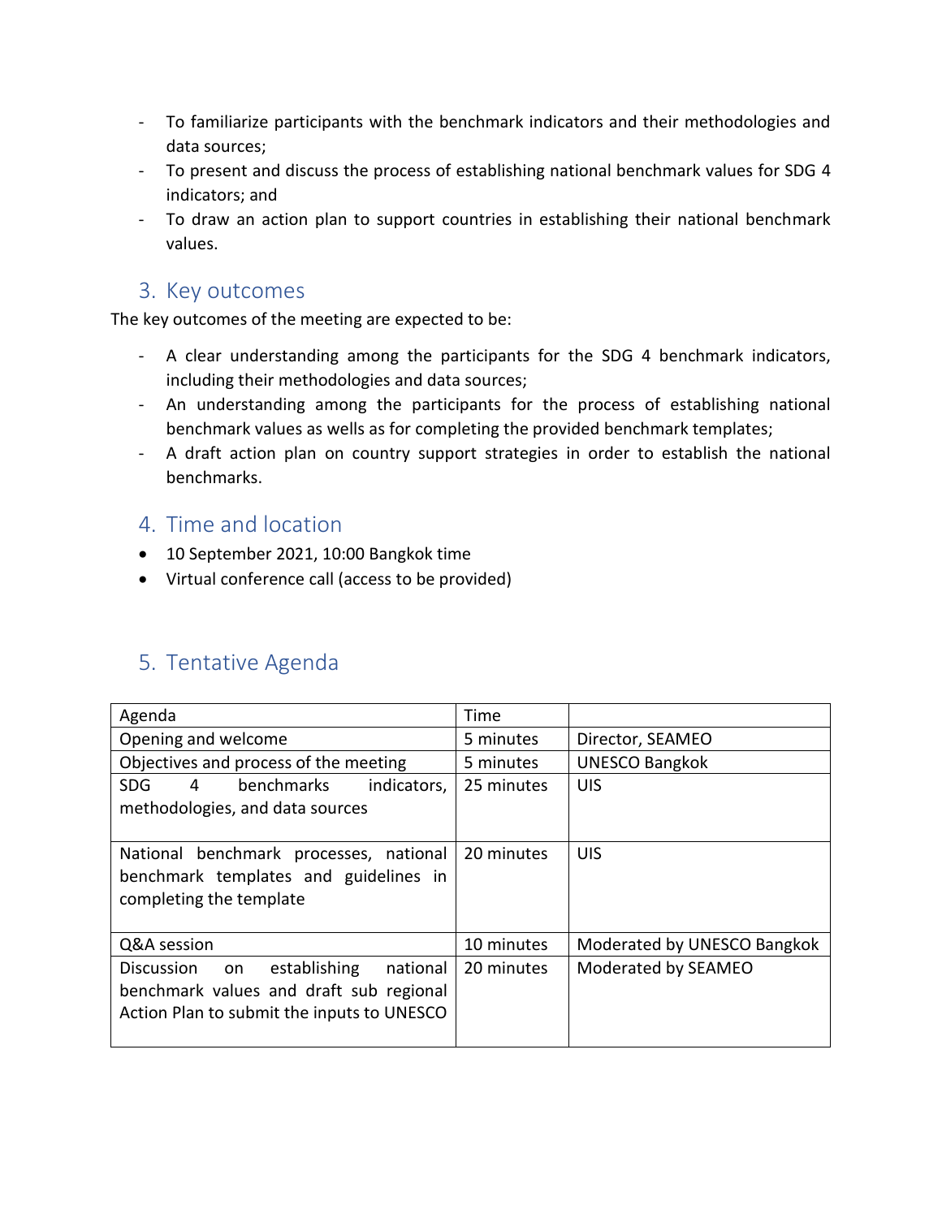- To familiarize participants with the benchmark indicators and their methodologies and data sources;
- To present and discuss the process of establishing national benchmark values for SDG 4 indicators; and
- To draw an action plan to support countries in establishing their national benchmark values.

## 3. Key outcomes

The key outcomes of the meeting are expected to be:

- A clear understanding among the participants for the SDG 4 benchmark indicators, including their methodologies and data sources;
- An understanding among the participants for the process of establishing national benchmark values as wells as for completing the provided benchmark templates;
- A draft action plan on country support strategies in order to establish the national benchmarks.

## 4. Time and location

- 10 September 2021, 10:00 Bangkok time
- Virtual conference call (access to be provided)

## 5. Tentative Agenda

| Agenda | Time | |
|---|---|---|
| Opening and welcome | 5 minutes | Director, SEAMEO |
| Objectives and process of the meeting | 5 minutes | UNESCO Bangkok |
| SDG 4 benchmarks indicators, methodologies, and data sources | 25 minutes | UIS |
| National benchmark processes, national benchmark templates and guidelines in completing the template | 20 minutes | UIS |
| Q&A session | 10 minutes | Moderated by UNESCO Bangkok |
| Discussion on establishing national benchmark values and draft sub regional Action Plan to submit the inputs to UNESCO | 20 minutes | Moderated by SEAMEO |